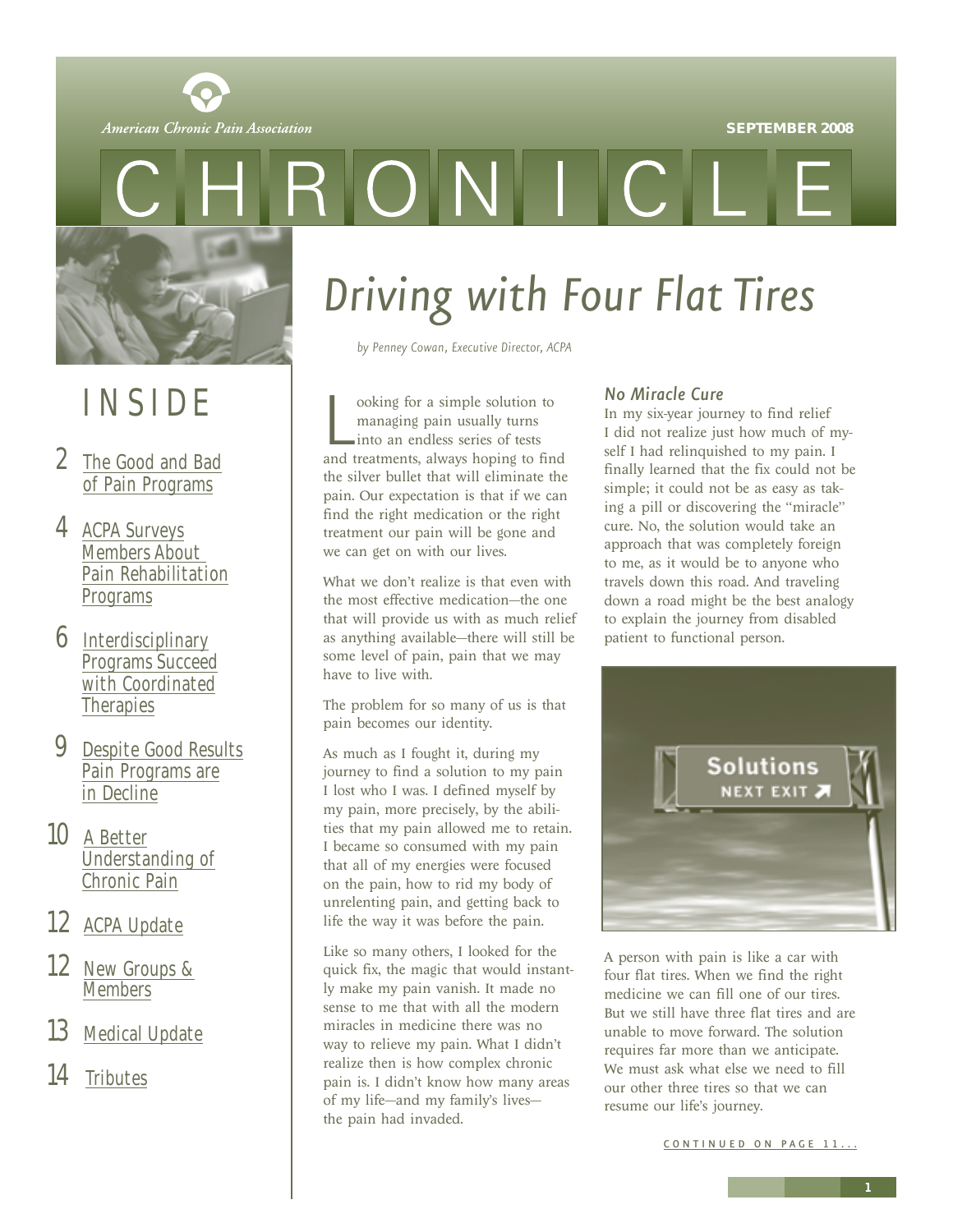American Chronic Pain Association

SEPTEMBER 2008

# CHRONICLE

## INSIDE

- 2 The Good and Bad of Pain Programs
- 4 ACPA Surveys Members About Pain Rehabilitation Programs
- 6 Interdisciplinary Programs Succeed with Coordinated Therapies
- 9 Despite Good Results Pain Programs are in Decline
- 10 A Better Understanding of Chronic Pain
- 12 ACPA Update
- 12 New Groups & Members
- 13 Medical Update
- 14 Tributes

# Driving with Four Flat Tires

*by Penney Cowan, Executive Director, ACPA*

Looking for a simple solution to managing pain usually turns into an endless series of tests and treatments, always hoping to find the silver bullet that will eliminate the pain. Our expectation is that if we can find the right medication or the right treatment our pain will be gone and we can get on with our lives.

What we don't realize is that even with the most effective medication—the one that will provide us with as much relief as anything available—there will still be some level of pain, pain that we may have to live with.

The problem for so many of us is that pain becomes our identity.

As much as I fought it, during my journey to find a solution to my pain I lost who I was. I defined myself by my pain, more precisely, by the abilities that my pain allowed me to retain. I became so consumed with my pain that all of my energies were focused on the pain, how to rid my body of unrelenting pain, and getting back to life the way it was before the pain.

Like so many others, I looked for the quick fix, the magic that would instantly make my pain vanish. It made no sense to me that with all the modern miracles in medicine there was no way to relieve my pain. What I didn't realize then is how complex chronic pain is. I didn't know how many areas of my life—and my family's lives—the pain had invaded.

### *No Miracle Cure*

In my six-year journey to find relief I did not realize just how much of myself I had relinquished to my pain. I finally learned that the fix could not be simple; it could not be as easy as taking a pill or discovering the "miracle" cure. No, the solution would take an approach that was completely foreign to me, as it would be to anyone who travels down this road. And traveling down a road might be the best analogy to explain the journey from disabled patient to functional person.

A person with pain is like a car with four flat tires. When we find the right medicine we can fill one of our tires. But we still have three flat tires and are unable to move forward. The solution requires far more than we anticipate. We must ask what else we need to fill our other three tires so that we can resume our life's journey.

CONTINUED ON PAGE 11...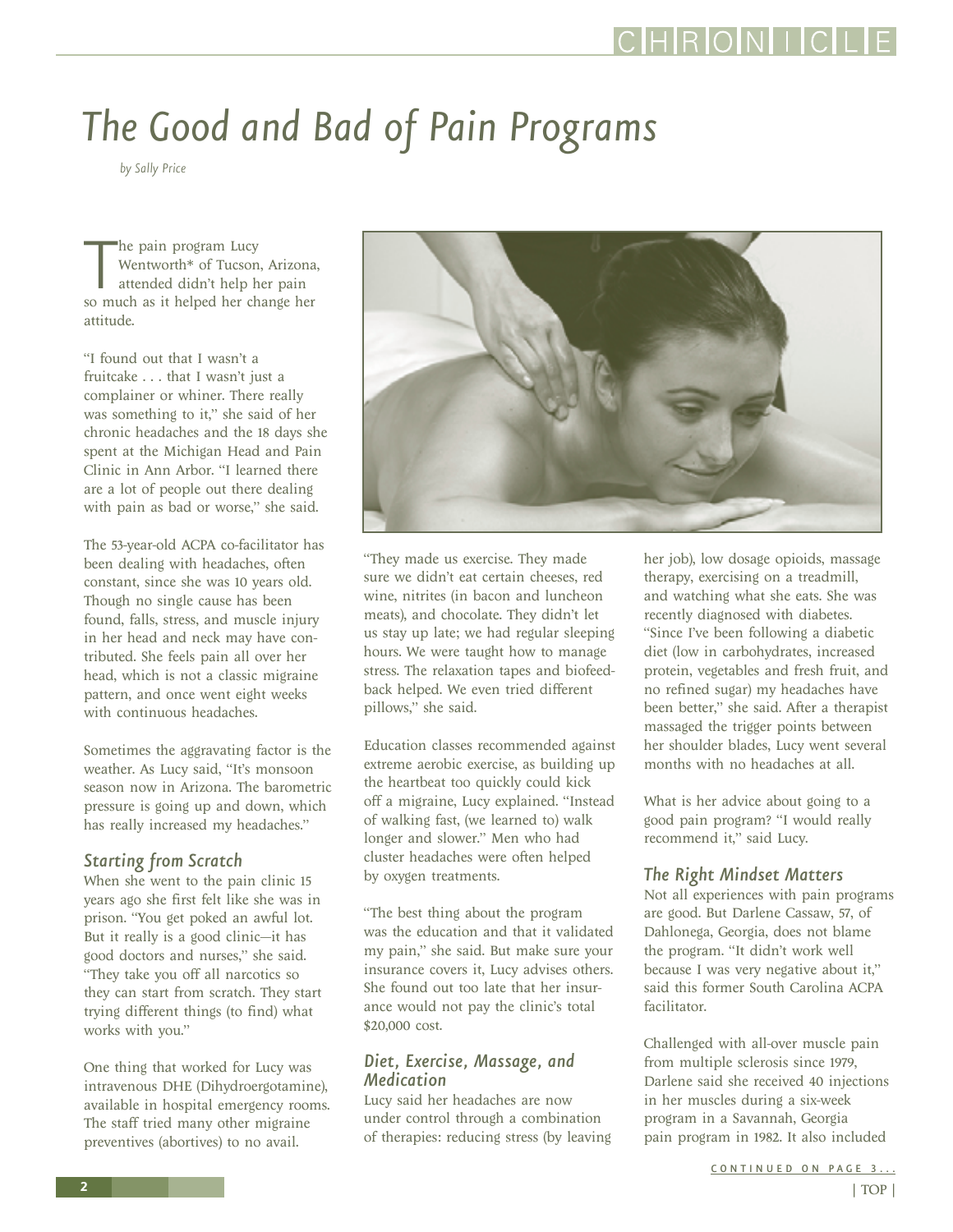# The Good and Bad of Pain Programs

*by Sally Price*

The pain program Lucy Wentworth* of Tucson, Arizona, attended didn't help her pain so much as it helped her change her attitude.

"I found out that I wasn't a fruitcake . . . that I wasn't just a complainer or whiner. There really was something to it," she said of her chronic headaches and the 18 days she spent at the Michigan Head and Pain Clinic in Ann Arbor. "I learned there are a lot of people out there dealing with pain as bad or worse," she said.

The 53-year-old ACPA co-facilitator has been dealing with headaches, often constant, since she was 10 years old. Though no single cause has been found, falls, stress, and muscle injury in her head and neck may have contributed. She feels pain all over her head, which is not a classic migraine pattern, and once went eight weeks with continuous headaches.

Sometimes the aggravating factor is the weather. As Lucy said, "It's monsoon season now in Arizona. The barometric pressure is going up and down, which has really increased my headaches."

### Starting from Scratch

When she went to the pain clinic 15 years ago she first felt like she was in prison. "You get poked an awful lot. But it really is a good clinic—it has good doctors and nurses," she said. "They take you off all narcotics so they can start from scratch. They start trying different things (to find) what works with you."

One thing that worked for Lucy was intravenous DHE (Dihydroergotamine), available in hospital emergency rooms. The staff tried many other migraine preventives (abortives) to no avail.

"They made us exercise. They made sure we didn't eat certain cheeses, red wine, nitrites (in bacon and luncheon meats), and chocolate. They didn't let us stay up late; we had regular sleeping hours. We were taught how to manage stress. The relaxation tapes and biofeedback helped. We even tried different pillows," she said.

Education classes recommended against extreme aerobic exercise, as building up the heartbeat too quickly could kick off a migraine, Lucy explained. "Instead of walking fast, (we learned to) walk longer and slower." Men who had cluster headaches were often helped by oxygen treatments.

"The best thing about the program was the education and that it validated my pain," she said. But make sure your insurance covers it, Lucy advises others. She found out too late that her insurance would not pay the clinic's total $20,000 cost.

### Diet, Exercise, Massage, and Medication

Lucy said her headaches are now under control through a combination of therapies: reducing stress (by leaving her job), low dosage opioids, massage therapy, exercising on a treadmill, and watching what she eats. She was recently diagnosed with diabetes. "Since I've been following a diabetic diet (low in carbohydrates, increased protein, vegetables and fresh fruit, and no refined sugar) my headaches have been better," she said. After a therapist massaged the trigger points between her shoulder blades, Lucy went several months with no headaches at all.

What is her advice about going to a good pain program? "I would really recommend it," said Lucy.

### The Right Mindset Matters

Not all experiences with pain programs are good. But Darlene Cassaw, 57, of Dahlonega, Georgia, does not blame the program. "It didn't work well because I was very negative about it," said this former South Carolina ACPA facilitator.

Challenged with all-over muscle pain from multiple sclerosis since 1979, Darlene said she received 40 injections in her muscles during a six-week program in a Savannah, Georgia pain program in 1982. It also included

CONTINUED ON PAGE 3...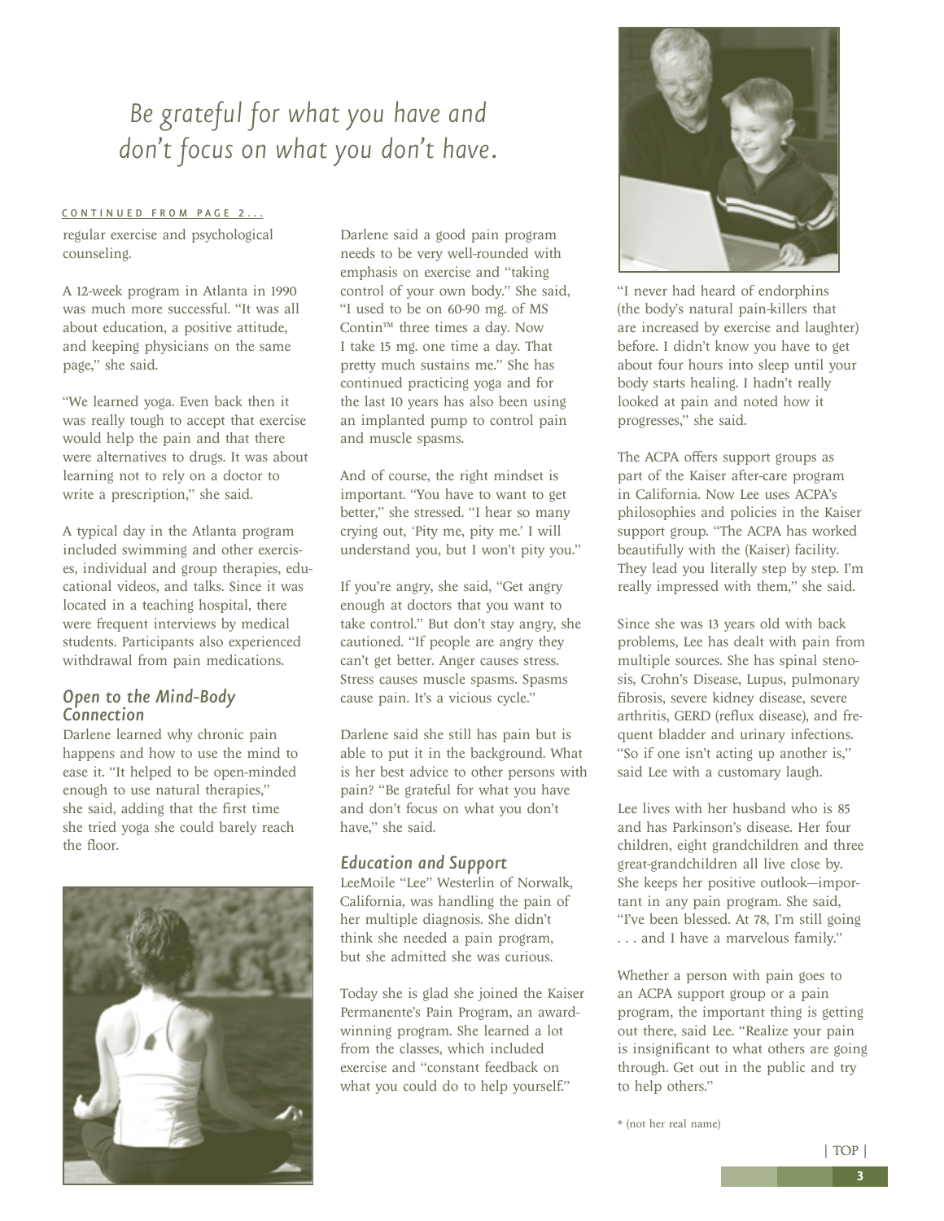*Be grateful for what you have and don't focus on what you don't have.*

CONTINUED FROM PAGE 2...

regular exercise and psychological counseling.

A 12-week program in Atlanta in 1990 was much more successful. "It was all about education, a positive attitude, and keeping physicians on the same page," she said.

"We learned yoga. Even back then it was really tough to accept that exercise would help the pain and that there were alternatives to drugs. It was about learning not to rely on a doctor to write a prescription," she said.

A typical day in the Atlanta program included swimming and other exercises, individual and group therapies, educational videos, and talks. Since it was located in a teaching hospital, there were frequent interviews by medical students. Participants also experienced withdrawal from pain medications.

### Open to the Mind-Body Connection

Darlene learned why chronic pain happens and how to use the mind to ease it. "It helped to be open-minded enough to use natural therapies," she said, adding that the first time she tried yoga she could barely reach the floor.

Darlene said a good pain program needs to be very well-rounded with emphasis on exercise and "taking control of your own body." She said, "I used to be on 60-90 mg. of MS Contin™ three times a day. Now I take 15 mg. one time a day. That pretty much sustains me." She has continued practicing yoga and for the last 10 years has also been using an implanted pump to control pain and muscle spasms.

And of course, the right mindset is important. "You have to want to get better," she stressed. "I hear so many crying out, 'Pity me, pity me.' I will understand you, but I won't pity you."

If you're angry, she said, "Get angry enough at doctors that you want to take control." But don't stay angry, she cautioned. "If people are angry they can't get better. Anger causes stress. Stress causes muscle spasms. Spasms cause pain. It's a vicious cycle."

Darlene said she still has pain but is able to put it in the background. What is her best advice to other persons with pain? "Be grateful for what you have and don't focus on what you don't have," she said.

### Education and Support

LeeMoile "Lee" Westerlin of Norwalk, California, was handling the pain of her multiple diagnosis. She didn't think she needed a pain program, but she admitted she was curious.

Today she is glad she joined the Kaiser Permanente's Pain Program, an award-winning program. She learned a lot from the classes, which included exercise and "constant feedback on what you could do to help yourself."

"I never had heard of endorphins (the body's natural pain-killers that are increased by exercise and laughter) before. I didn't know you have to get about four hours into sleep until your body starts healing. I hadn't really looked at pain and noted how it progresses," she said.

The ACPA offers support groups as part of the Kaiser after-care program in California. Now Lee uses ACPA's philosophies and policies in the Kaiser support group. "The ACPA has worked beautifully with the (Kaiser) facility. They lead you literally step by step. I'm really impressed with them," she said.

Since she was 13 years old with back problems, Lee has dealt with pain from multiple sources. She has spinal stenosis, Crohn's Disease, Lupus, pulmonary fibrosis, severe kidney disease, severe arthritis, GERD (reflux disease), and frequent bladder and urinary infections. "So if one isn't acting up another is," said Lee with a customary laugh.

Lee lives with her husband who is 85 and has Parkinson's disease. Her four children, eight grandchildren and three great-grandchildren all live close by. She keeps her positive outlook—important in any pain program. She said, "I've been blessed. At 78, I'm still going . . . and I have a marvelous family."

Whether a person with pain goes to an ACPA support group or a pain program, the important thing is getting out there, said Lee. "Realize your pain is insignificant to what others are going through. Get out in the public and try to help others."

\* (not her real name)

| TOP |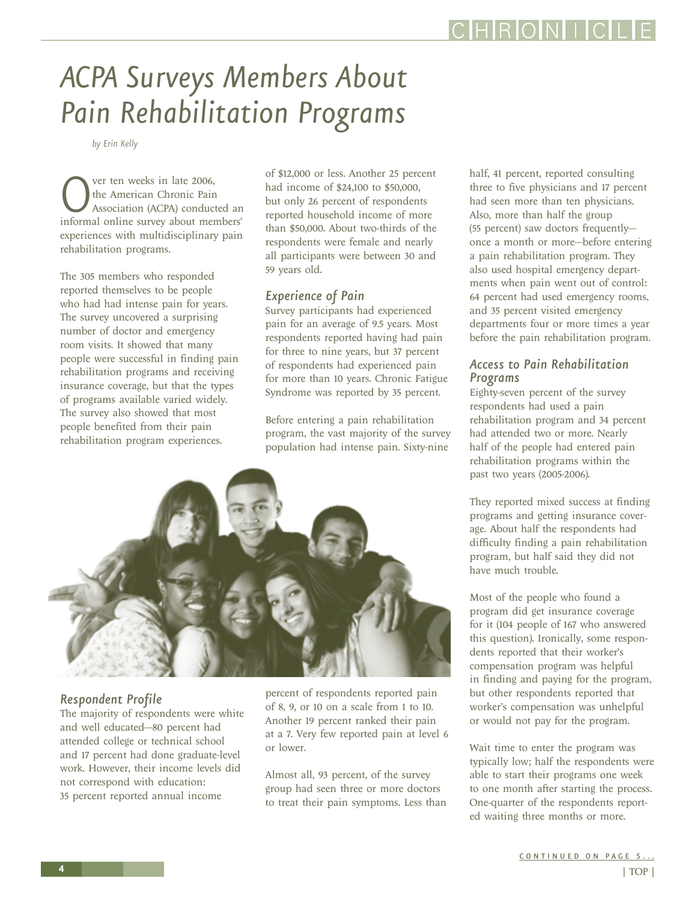# ACPA Surveys Members About Pain Rehabilitation Programs

*by Erin Kelly*

Over ten weeks in late 2006, the American Chronic Pain Association (ACPA) conducted an informal online survey about members' experiences with multidisciplinary pain rehabilitation programs.

The 305 members who responded reported themselves to be people who had had intense pain for years. The survey uncovered a surprising number of doctor and emergency room visits. It showed that many people were successful in finding pain rehabilitation programs and receiving insurance coverage, but that the types of programs available varied widely. The survey also showed that most people benefited from their pain rehabilitation program experiences.

## Respondent Profile

The majority of respondents were white and well educated—80 percent had attended college or technical school and 17 percent had done graduate-level work. However, their income levels did not correspond with education: 35 percent reported annual income of $12,000 or less. Another 25 percent had income of $24,100 to $50,000, but only 26 percent of respondents reported household income of more than $50,000. About two-thirds of the respondents were female and nearly all participants were between 30 and 59 years old.

## Experience of Pain

Survey participants had experienced pain for an average of 9.5 years. Most respondents reported having had pain for three to nine years, but 37 percent of respondents had experienced pain for more than 10 years. Chronic Fatigue Syndrome was reported by 35 percent.

Before entering a pain rehabilitation program, the vast majority of the survey population had intense pain. Sixty-nine percent of respondents reported pain of 8, 9, or 10 on a scale from 1 to 10. Another 19 percent ranked their pain at a 7. Very few reported pain at level 6 or lower.

Almost all, 93 percent, of the survey group had seen three or more doctors to treat their pain symptoms. Less than half, 41 percent, reported consulting three to five physicians and 17 percent had seen more than ten physicians. Also, more than half the group (55 percent) saw doctors frequently—once a month or more—before entering a pain rehabilitation program. They also used hospital emergency departments when pain went out of control: 64 percent had used emergency rooms, and 35 percent visited emergency departments four or more times a year before the pain rehabilitation program.

## Access to Pain Rehabilitation Programs

Eighty-seven percent of the survey respondents had used a pain rehabilitation program and 34 percent had attended two or more. Nearly half of the people had entered pain rehabilitation programs within the past two years (2005-2006).

They reported mixed success at finding programs and getting insurance coverage. About half the respondents had difficulty finding a pain rehabilitation program, but half said they did not have much trouble.

Most of the people who found a program did get insurance coverage for it (104 people of 167 who answered this question). Ironically, some respondents reported that their worker's compensation program was helpful in finding and paying for the program, but other respondents reported that worker's compensation was unhelpful or would not pay for the program.

Wait time to enter the program was typically low; half the respondents were able to start their programs one week to one month after starting the process. One-quarter of the respondents reported waiting three months or more.

CONTINUED ON PAGE 5...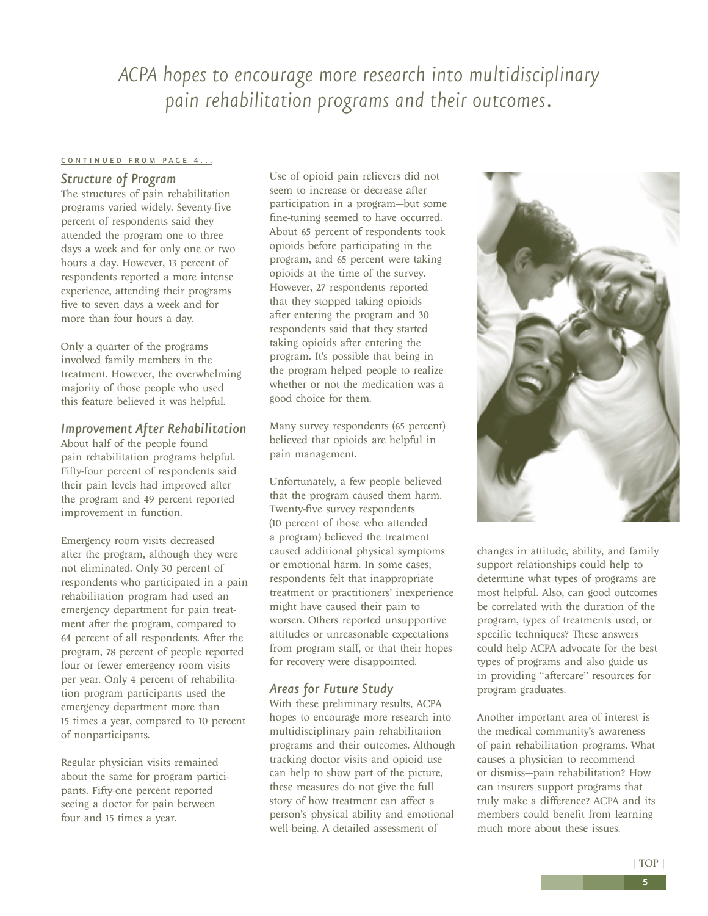*ACPA hopes to encourage more research into multidisciplinary pain rehabilitation programs and their outcomes.*

CONTINUED FROM PAGE 4...

### *Structure of Program*

The structures of pain rehabilitation programs varied widely. Seventy-five percent of respondents said they attended the program one to three days a week and for only one or two hours a day. However, 13 percent of respondents reported a more intense experience, attending their programs five to seven days a week and for more than four hours a day.

Only a quarter of the programs involved family members in the treatment. However, the overwhelming majority of those people who used this feature believed it was helpful.

### *Improvement After Rehabilitation*

About half of the people found pain rehabilitation programs helpful. Fifty-four percent of respondents said their pain levels had improved after the program and 49 percent reported improvement in function.

Emergency room visits decreased after the program, although they were not eliminated. Only 30 percent of respondents who participated in a pain rehabilitation program had used an emergency department for pain treatment after the program, compared to 64 percent of all respondents. After the program, 78 percent of people reported four or fewer emergency room visits per year. Only 4 percent of rehabilitation program participants used the emergency department more than 15 times a year, compared to 10 percent of nonparticipants.

Regular physician visits remained about the same for program participants. Fifty-one percent reported seeing a doctor for pain between four and 15 times a year.

Use of opioid pain relievers did not seem to increase or decrease after participation in a program—but some fine-tuning seemed to have occurred. About 65 percent of respondents took opioids before participating in the program, and 65 percent were taking opioids at the time of the survey. However, 27 respondents reported that they stopped taking opioids after entering the program and 30 respondents said that they started taking opioids after entering the program. It's possible that being in the program helped people to realize whether or not the medication was a good choice for them.

Many survey respondents (65 percent) believed that opioids are helpful in pain management.

Unfortunately, a few people believed that the program caused them harm. Twenty-five survey respondents (10 percent of those who attended a program) believed the treatment caused additional physical symptoms or emotional harm. In some cases, respondents felt that inappropriate treatment or practitioners' inexperience might have caused their pain to worsen. Others reported unsupportive attitudes or unreasonable expectations from program staff, or that their hopes for recovery were disappointed.

### *Areas for Future Study*

With these preliminary results, ACPA hopes to encourage more research into multidisciplinary pain rehabilitation programs and their outcomes. Although tracking doctor visits and opioid use can help to show part of the picture, these measures do not give the full story of how treatment can affect a person's physical ability and emotional well-being. A detailed assessment of changes in attitude, ability, and family support relationships could help to determine what types of programs are most helpful. Also, can good outcomes be correlated with the duration of the program, types of treatments used, or specific techniques? These answers could help ACPA advocate for the best types of programs and also guide us in providing "aftercare" resources for program graduates.

Another important area of interest is the medical community's awareness of pain rehabilitation programs. What causes a physician to recommend—or dismiss—pain rehabilitation? How can insurers support programs that truly make a difference? ACPA and its members could benefit from learning much more about these issues.

| TOP |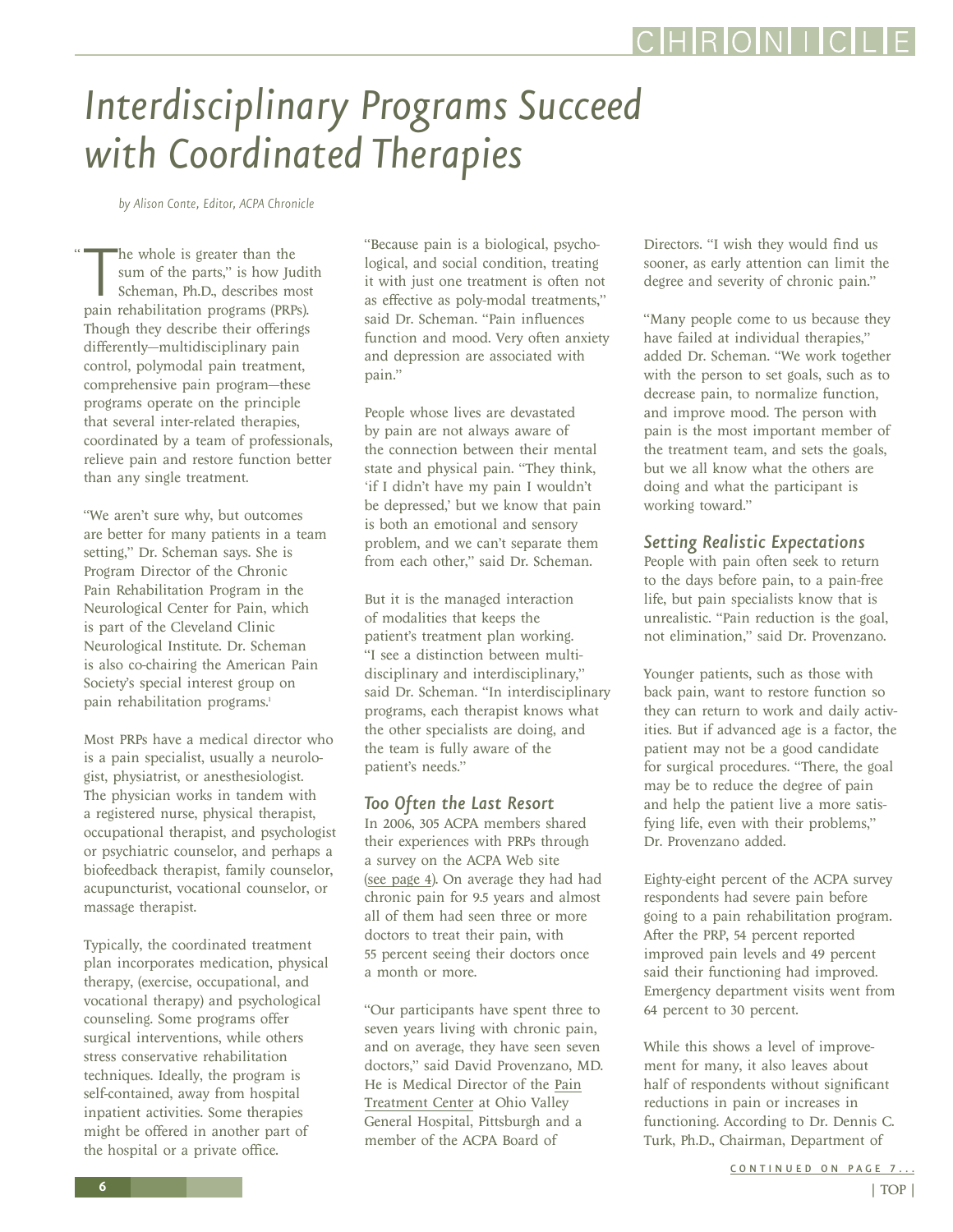# Interdisciplinary Programs Succeed with Coordinated Therapies

*by Alison Conte, Editor, ACPA Chronicle*

"The whole is greater than the sum of the parts," is how Judith Scheman, Ph.D., describes most pain rehabilitation programs (PRPs). Though they describe their offerings differently—multidisciplinary pain control, polymodal pain treatment, comprehensive pain program—these programs operate on the principle that several inter-related therapies, coordinated by a team of professionals, relieve pain and restore function better than any single treatment.

"We aren't sure why, but outcomes are better for many patients in a team setting," Dr. Scheman says. She is Program Director of the Chronic Pain Rehabilitation Program in the Neurological Center for Pain, which is part of the Cleveland Clinic Neurological Institute. Dr. Scheman is also co-chairing the American Pain Society's special interest group on pain rehabilitation programs.[1]

Most PRPs have a medical director who is a pain specialist, usually a neurologist, physiatrist, or anesthesiologist. The physician works in tandem with a registered nurse, physical therapist, occupational therapist, and psychologist or psychiatric counselor, and perhaps a biofeedback therapist, family counselor, acupuncturist, vocational counselor, or massage therapist.

Typically, the coordinated treatment plan incorporates medication, physical therapy, (exercise, occupational, and vocational therapy) and psychological counseling. Some programs offer surgical interventions, while others stress conservative rehabilitation techniques. Ideally, the program is self-contained, away from hospital inpatient activities. Some therapies might be offered in another part of the hospital or a private office.

"Because pain is a biological, psychological, and social condition, treating it with just one treatment is often not as effective as poly-modal treatments," said Dr. Scheman. "Pain influences function and mood. Very often anxiety and depression are associated with pain."

People whose lives are devastated by pain are not always aware of the connection between their mental state and physical pain. "They think, 'if I didn't have my pain I wouldn't be depressed,' but we know that pain is both an emotional and sensory problem, and we can't separate them from each other," said Dr. Scheman.

But it is the managed interaction of modalities that keeps the patient's treatment plan working. "I see a distinction between multidisciplinary and interdisciplinary," said Dr. Scheman. "In interdisciplinary programs, each therapist knows what the other specialists are doing, and the team is fully aware of the patient's needs."

## Too Often the Last Resort

In 2006, 305 ACPA members shared their experiences with PRPs through a survey on the ACPA Web site (see page 4). On average they had had chronic pain for 9.5 years and almost all of them had seen three or more doctors to treat their pain, with 55 percent seeing their doctors once a month or more.

"Our participants have spent three to seven years living with chronic pain, and on average, they have seen seven doctors," said David Provenzano, MD. He is Medical Director of the Pain Treatment Center at Ohio Valley General Hospital, Pittsburgh and a member of the ACPA Board of Directors. "I wish they would find us sooner, as early attention can limit the degree and severity of chronic pain."

"Many people come to us because they have failed at individual therapies," added Dr. Scheman. "We work together with the person to set goals, such as to decrease pain, to normalize function, and improve mood. The person with pain is the most important member of the treatment team, and sets the goals, but we all know what the others are doing and what the participant is working toward."

## Setting Realistic Expectations

People with pain often seek to return to the days before pain, to a pain-free life, but pain specialists know that is unrealistic. "Pain reduction is the goal, not elimination," said Dr. Provenzano.

Younger patients, such as those with back pain, want to restore function so they can return to work and daily activities. But if advanced age is a factor, the patient may not be a good candidate for surgical procedures. "There, the goal may be to reduce the degree of pain and help the patient live a more satisfying life, even with their problems," Dr. Provenzano added.

Eighty-eight percent of the ACPA survey respondents had severe pain before going to a pain rehabilitation program. After the PRP, 54 percent reported improved pain levels and 49 percent said their functioning had improved. Emergency department visits went from 64 percent to 30 percent.

While this shows a level of improvement for many, it also leaves about half of respondents without significant reductions in pain or increases in functioning. According to Dr. Dennis C. Turk, Ph.D., Chairman, Department of

CONTINUED ON PAGE 7...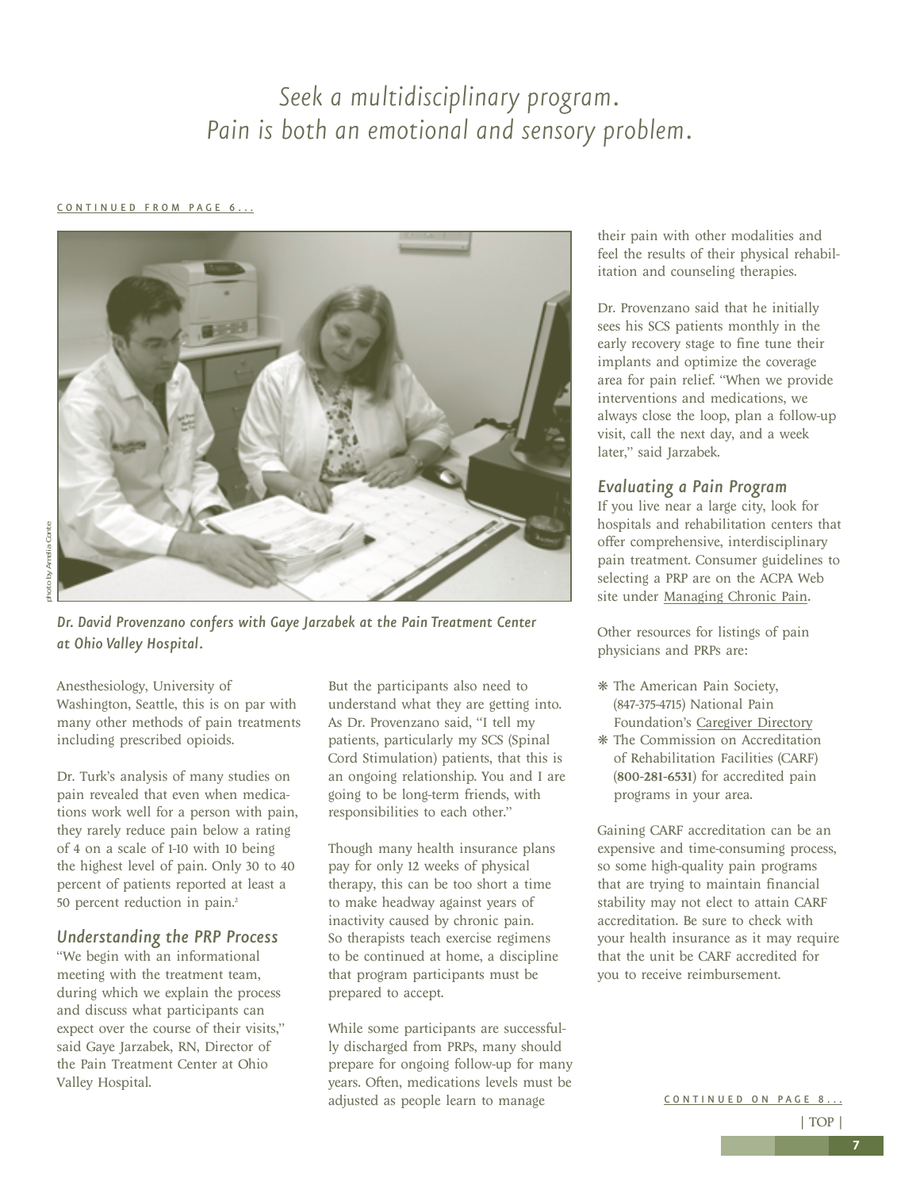*Seek a multidisciplinary program. Pain is both an emotional and sensory problem.*

CONTINUED FROM PAGE 6...

photo by Amelia Conte

*Dr. David Provenzano confers with Gaye Jarzabek at the Pain Treatment Center at Ohio Valley Hospital.*

Anesthesiology, University of Washington, Seattle, this is on par with many other methods of pain treatments including prescribed opioids.

Dr. Turk's analysis of many studies on pain revealed that even when medications work well for a person with pain, they rarely reduce pain below a rating of 4 on a scale of 1-10 with 10 being the highest level of pain. Only 30 to 40 percent of patients reported at least a 50 percent reduction in pain.[2]

## Understanding the PRP Process

"We begin with an informational meeting with the treatment team, during which we explain the process and discuss what participants can expect over the course of their visits," said Gaye Jarzabek, RN, Director of the Pain Treatment Center at Ohio Valley Hospital.

But the participants also need to understand what they are getting into. As Dr. Provenzano said, "I tell my patients, particularly my SCS (Spinal Cord Stimulation) patients, that this is an ongoing relationship. You and I are going to be long-term friends, with responsibilities to each other."

Though many health insurance plans pay for only 12 weeks of physical therapy, this can be too short a time to make headway against years of inactivity caused by chronic pain. So therapists teach exercise regimens to be continued at home, a discipline that program participants must be prepared to accept.

While some participants are successfully discharged from PRPs, many should prepare for ongoing follow-up for many years. Often, medications levels must be adjusted as people learn to manage their pain with other modalities and feel the results of their physical rehabilitation and counseling therapies.

Dr. Provenzano said that he initially sees his SCS patients monthly in the early recovery stage to fine tune their implants and optimize the coverage area for pain relief. "When we provide interventions and medications, we always close the loop, plan a follow-up visit, call the next day, and a week later," said Jarzabek.

## Evaluating a Pain Program

If you live near a large city, look for hospitals and rehabilitation centers that offer comprehensive, interdisciplinary pain treatment. Consumer guidelines to selecting a PRP are on the ACPA Web site under Managing Chronic Pain.

Other resources for listings of pain physicians and PRPs are:

- The American Pain Society, (847-375-4715) National Pain Foundation's Caregiver Directory
- The Commission on Accreditation of Rehabilitation Facilities (CARF) (**800-281-6531**) for accredited pain programs in your area.

Gaining CARF accreditation can be an expensive and time-consuming process, so some high-quality pain programs that are trying to maintain financial stability may not elect to attain CARF accreditation. Be sure to check with your health insurance as it may require that the unit be CARF accredited for you to receive reimbursement.

CONTINUED ON PAGE 8...

| TOP |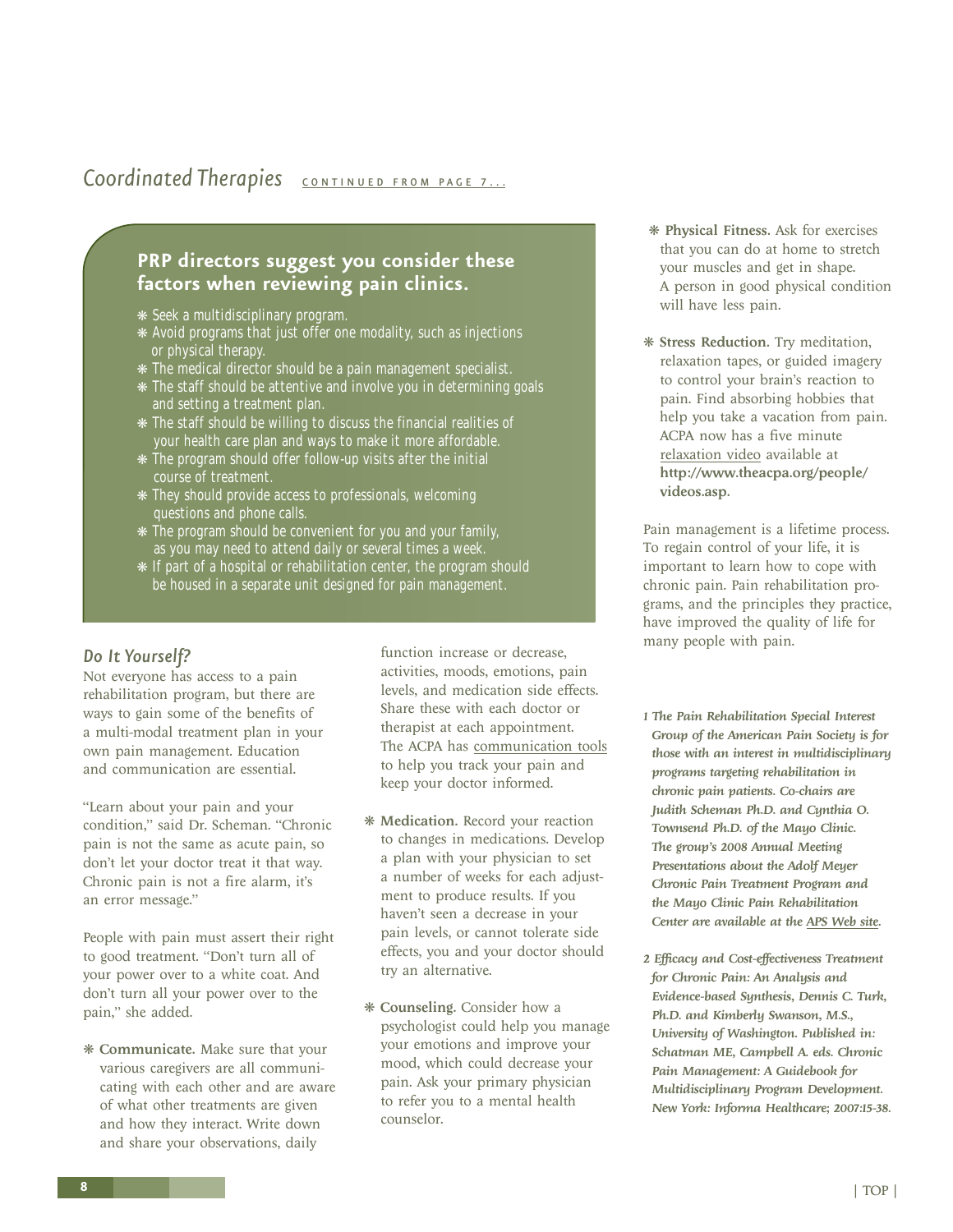## Coordinated Therapies CONTINUED FROM PAGE 7...

### PRP directors suggest you consider these factors when reviewing pain clinics.

- Seek a multidisciplinary program.
- Avoid programs that just offer one modality, such as injections or physical therapy.
- The medical director should be a pain management specialist.
- The staff should be attentive and involve you in determining goals and setting a treatment plan.
- The staff should be willing to discuss the financial realities of your health care plan and ways to make it more affordable.
- The program should offer follow-up visits after the initial course of treatment.
- They should provide access to professionals, welcoming questions and phone calls.
- The program should be convenient for you and your family, as you may need to attend daily or several times a week.
- If part of a hospital or rehabilitation center, the program should be housed in a separate unit designed for pain management.

### *Do It Yourself?*

Not everyone has access to a pain rehabilitation program, but there are ways to gain some of the benefits of a multi-modal treatment plan in your own pain management. Education and communication are essential.

"Learn about your pain and your condition," said Dr. Scheman. "Chronic pain is not the same as acute pain, so don't let your doctor treat it that way. Chronic pain is not a fire alarm, it's an error message."

People with pain must assert their right to good treatment. "Don't turn all of your power over to a white coat. And don't turn all your power over to the pain," she added.

- **Communicate.** Make sure that your various caregivers are all communicating with each other and are aware of what other treatments are given and how they interact. Write down and share your observations, daily function increase or decrease, activities, moods, emotions, pain levels, and medication side effects. Share these with each doctor or therapist at each appointment. The ACPA has communication tools to help you track your pain and keep your doctor informed.
- **Medication.** Record your reaction to changes in medications. Develop a plan with your physician to set a number of weeks for each adjustment to produce results. If you haven't seen a decrease in your pain levels, or cannot tolerate side effects, you and your doctor should try an alternative.
- **Counseling.** Consider how a psychologist could help you manage your emotions and improve your mood, which could decrease your pain. Ask your primary physician to refer you to a mental health counselor.
- **Physical Fitness.** Ask for exercises that you can do at home to stretch your muscles and get in shape. A person in good physical condition will have less pain.
- **Stress Reduction.** Try meditation, relaxation tapes, or guided imagery to control your brain's reaction to pain. Find absorbing hobbies that help you take a vacation from pain. ACPA now has a five minute relaxation video available at **http://www.theacpa.org/people/videos.asp.**

Pain management is a lifetime process. To regain control of your life, it is important to learn how to cope with chronic pain. Pain rehabilitation programs, and the principles they practice, have improved the quality of life for many people with pain.

*1 The Pain Rehabilitation Special Interest Group of the American Pain Society is for those with an interest in multidisciplinary programs targeting rehabilitation in chronic pain patients. Co-chairs are Judith Scheman Ph.D. and Cynthia O. Townsend Ph.D. of the Mayo Clinic. The group's 2008 Annual Meeting Presentations about the Adolf Meyer Chronic Pain Treatment Program and the Mayo Clinic Pain Rehabilitation Center are available at the APS Web site.*

*2 Efficacy and Cost-effectiveness Treatment for Chronic Pain: An Analysis and Evidence-based Synthesis, Dennis C. Turk, Ph.D. and Kimberly Swanson, M.S., University of Washington. Published in: Schatman ME, Campbell A. eds. Chronic Pain Management: A Guidebook for Multidisciplinary Program Development. New York: Informa Healthcare; 2007:15-38.*

| TOP |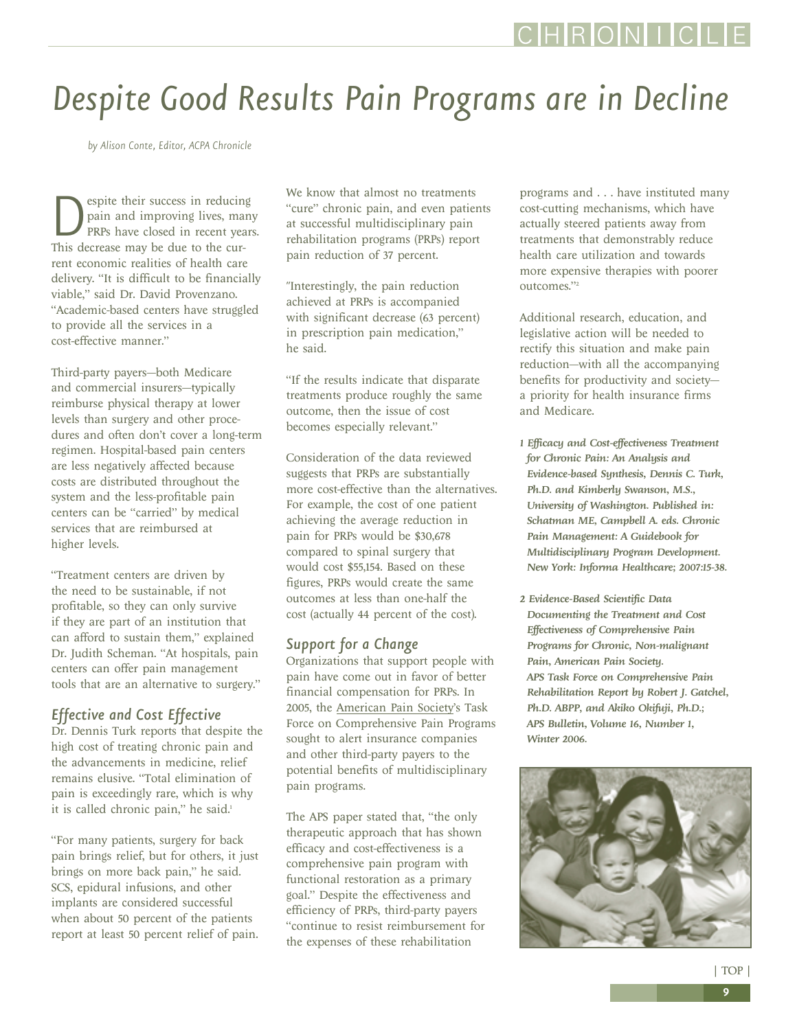# Despite Good Results Pain Programs are in Decline

*by Alison Conte, Editor, ACPA Chronicle*

Despite their success in reducing pain and improving lives, many PRPs have closed in recent years. This decrease may be due to the current economic realities of health care delivery. "It is difficult to be financially viable," said Dr. David Provenzano. "Academic-based centers have struggled to provide all the services in a cost-effective manner."

Third-party payers—both Medicare and commercial insurers—typically reimburse physical therapy at lower levels than surgery and other procedures and often don't cover a long-term regimen. Hospital-based pain centers are less negatively affected because costs are distributed throughout the system and the less-profitable pain centers can be "carried" by medical services that are reimbursed at higher levels.

"Treatment centers are driven by the need to be sustainable, if not profitable, so they can only survive if they are part of an institution that can afford to sustain them," explained Dr. Judith Scheman. "At hospitals, pain centers can offer pain management tools that are an alternative to surgery."

## Effective and Cost Effective

Dr. Dennis Turk reports that despite the high cost of treating chronic pain and the advancements in medicine, relief remains elusive. "Total elimination of pain is exceedingly rare, which is why it is called chronic pain," he said.[1]

"For many patients, surgery for back pain brings relief, but for others, it just brings on more back pain," he said. SCS, epidural infusions, and other implants are considered successful when about 50 percent of the patients report at least 50 percent relief of pain. We know that almost no treatments "cure" chronic pain, and even patients at successful multidisciplinary pain rehabilitation programs (PRPs) report pain reduction of 37 percent.

"Interestingly, the pain reduction achieved at PRPs is accompanied with significant decrease (63 percent) in prescription pain medication," he said.

"If the results indicate that disparate treatments produce roughly the same outcome, then the issue of cost becomes especially relevant."

Consideration of the data reviewed suggests that PRPs are substantially more cost-effective than the alternatives. For example, the cost of one patient achieving the average reduction in pain for PRPs would be $30,678 compared to spinal surgery that would cost $55,154. Based on these figures, PRPs would create the same outcomes at less than one-half the cost (actually 44 percent of the cost).

## Support for a Change

Organizations that support people with pain have come out in favor of better financial compensation for PRPs. In 2005, the American Pain Society's Task Force on Comprehensive Pain Programs sought to alert insurance companies and other third-party payers to the potential benefits of multidisciplinary pain programs.

The APS paper stated that, "the only therapeutic approach that has shown efficacy and cost-effectiveness is a comprehensive pain program with functional restoration as a primary goal." Despite the effectiveness and efficiency of PRPs, third-party payers "continue to resist reimbursement for the expenses of these rehabilitation programs and . . . have instituted many cost-cutting mechanisms, which have actually steered patients away from treatments that demonstrably reduce health care utilization and towards more expensive therapies with poorer outcomes."[2]

Additional research, education, and legislative action will be needed to rectify this situation and make pain reduction—with all the accompanying benefits for productivity and society—a priority for health insurance firms and Medicare.

*1 Efficacy and Cost-effectiveness Treatment for Chronic Pain: An Analysis and Evidence-based Synthesis, Dennis C. Turk, Ph.D. and Kimberly Swanson, M.S., University of Washington. Published in: Schatman ME, Campbell A. eds. Chronic Pain Management: A Guidebook for Multidisciplinary Program Development. New York: Informa Healthcare; 2007:15-38.*

*2 Evidence-Based Scientific Data Documenting the Treatment and Cost Effectiveness of Comprehensive Pain Programs for Chronic, Non-malignant Pain, American Pain Society. APS Task Force on Comprehensive Pain Rehabilitation Report by Robert J. Gatchel, Ph.D. ABPP, and Akiko Okifuji, Ph.D.; APS Bulletin, Volume 16, Number 1, Winter 2006.*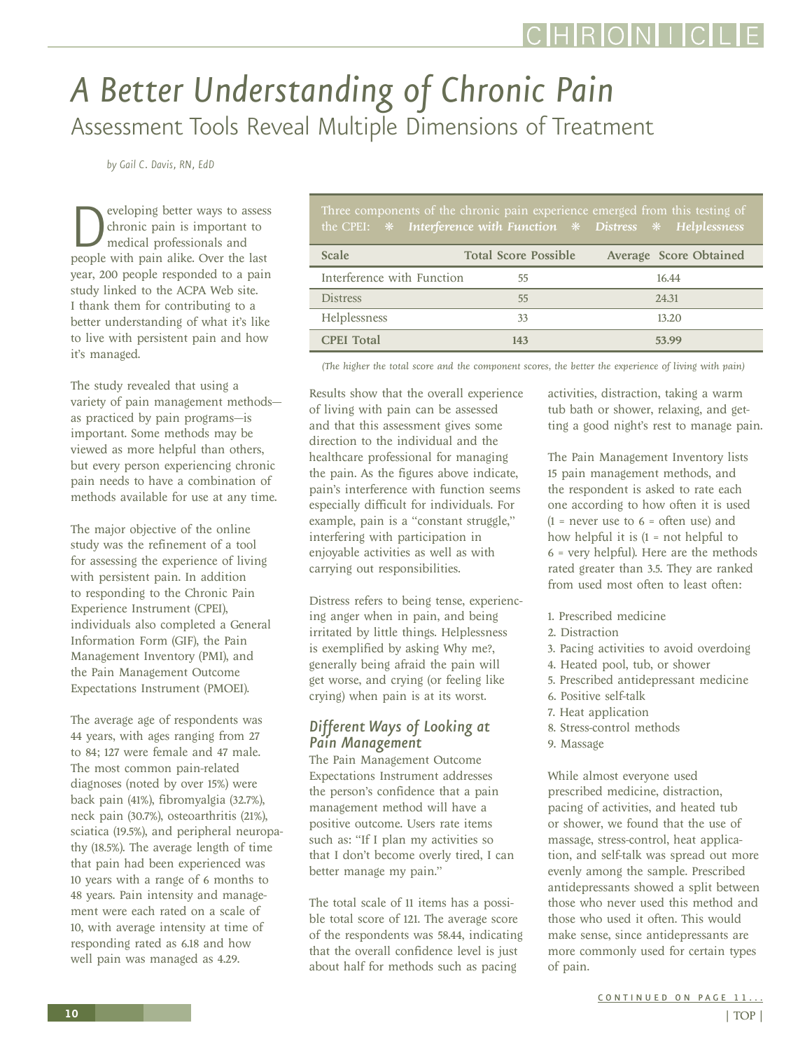# A Better Understanding of Chronic Pain

## Assessment Tools Reveal Multiple Dimensions of Treatment

*by Gail C. Davis, RN, EdD*

Developing better ways to assess chronic pain is important to medical professionals and people with pain alike. Over the last year, 200 people responded to a pain study linked to the ACPA Web site. I thank them for contributing to a better understanding of what it's like to live with persistent pain and how it's managed.

The study revealed that using a variety of pain management methods—as practiced by pain programs—is important. Some methods may be viewed as more helpful than others, but every person experiencing chronic pain needs to have a combination of methods available for use at any time.

The major objective of the online study was the refinement of a tool for assessing the experience of living with persistent pain. In addition to responding to the Chronic Pain Experience Instrument (CPEI), individuals also completed a General Information Form (GIF), the Pain Management Inventory (PMI), and the Pain Management Outcome Expectations Instrument (PMOEI).

The average age of respondents was 44 years, with ages ranging from 27 to 84; 127 were female and 47 male. The most common pain-related diagnoses (noted by over 15%) were back pain (41%), fibromyalgia (32.7%), neck pain (30.7%), osteoarthritis (21%), sciatica (19.5%), and peripheral neuropathy (18.5%). The average length of time that pain had been experienced was 10 years with a range of 6 months to 48 years. Pain intensity and management were each rated on a scale of 10, with average intensity at time of responding rated as 6.18 and how well pain was managed as 4.29.

Three components of the chronic pain experience emerged from this testing of the CPEI: ❋ *Interference with Function* ❋ *Distress* ❋ *Helplessness*

| Scale | Total Score Possible | Average Score Obtained |
|---|---|---|
| Interference with Function | 55 | 16.44 |
| Distress | 55 | 24.31 |
| Helplessness | 33 | 13.20 |
| **CPEI Total** | **143** | **53.99** |

*(The higher the total score and the component scores, the better the experience of living with pain)*

Results show that the overall experience of living with pain can be assessed and that this assessment gives some direction to the individual and the healthcare professional for managing the pain. As the figures above indicate, pain's interference with function seems especially difficult for individuals. For example, pain is a "constant struggle," interfering with participation in enjoyable activities as well as with carrying out responsibilities.

Distress refers to being tense, experiencing anger when in pain, and being irritated by little things. Helplessness is exemplified by asking Why me?, generally being afraid the pain will get worse, and crying (or feeling like crying) when pain is at its worst.

### *Different Ways of Looking at Pain Management*

The Pain Management Outcome Expectations Instrument addresses the person's confidence that a pain management method will have a positive outcome. Users rate items such as: "If I plan my activities so that I don't become overly tired, I can better manage my pain."

The total scale of 11 items has a possible total score of 121. The average score of the respondents was 58.44, indicating that the overall confidence level is just about half for methods such as pacing activities, distraction, taking a warm tub bath or shower, relaxing, and getting a good night's rest to manage pain.

The Pain Management Inventory lists 15 pain management methods, and the respondent is asked to rate each one according to how often it is used (1 = never use to 6 = often use) and how helpful it is (1 = not helpful to 6 = very helpful). Here are the methods rated greater than 3.5. They are ranked from used most often to least often:

1. Prescribed medicine
2. Distraction
3. Pacing activities to avoid overdoing
4. Heated pool, tub, or shower
5. Prescribed antidepressant medicine
6. Positive self-talk
7. Heat application
8. Stress-control methods
9. Massage

While almost everyone used prescribed medicine, distraction, pacing of activities, and heated tub or shower, we found that the use of massage, stress-control, heat application, and self-talk was spread out more evenly among the sample. Prescribed antidepressants showed a split between those who never used this method and those who used it often. This would make sense, since antidepressants are more commonly used for certain types of pain.

CONTINUED ON PAGE 11...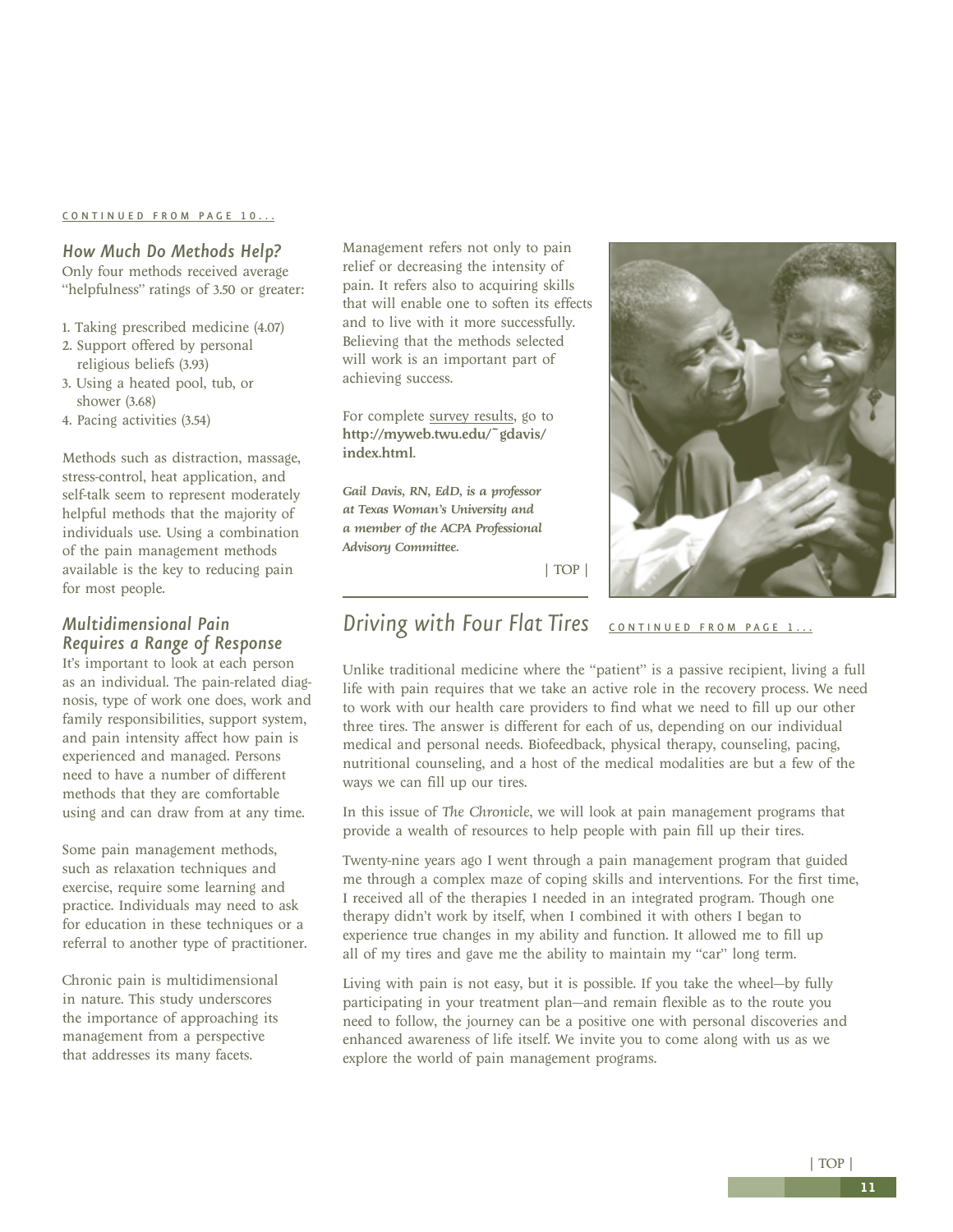CONTINUED FROM PAGE 10...

### *How Much Do Methods Help?*

Only four methods received average "helpfulness" ratings of 3.50 or greater:

1. Taking prescribed medicine (4.07)
2. Support offered by personal religious beliefs (3.93)
3. Using a heated pool, tub, or shower (3.68)
4. Pacing activities (3.54)

Methods such as distraction, massage, stress-control, heat application, and self-talk seem to represent moderately helpful methods that the majority of individuals use. Using a combination of the pain management methods available is the key to reducing pain for most people.

### *Multidimensional Pain Requires a Range of Response*

It's important to look at each person as an individual. The pain-related diagnosis, type of work one does, work and family responsibilities, support system, and pain intensity affect how pain is experienced and managed. Persons need to have a number of different methods that they are comfortable using and can draw from at any time.

Some pain management methods, such as relaxation techniques and exercise, require some learning and practice. Individuals may need to ask for education in these techniques or a referral to another type of practitioner.

Chronic pain is multidimensional in nature. This study underscores the importance of approaching its management from a perspective that addresses its many facets.

Management refers not only to pain relief or decreasing the intensity of pain. It refers also to acquiring skills that will enable one to soften its effects and to live with it more successfully. Believing that the methods selected will work is an important part of achieving success.

For complete survey results, go to **http://myweb.twu.edu/~gdavis/index.html**.

***Gail Davis, RN, EdD, is a professor at Texas Woman's University and a member of the ACPA Professional Advisory Committee.***

| TOP |

## *Driving with Four Flat Tires*

CONTINUED FROM PAGE 1...

Unlike traditional medicine where the "patient" is a passive recipient, living a full life with pain requires that we take an active role in the recovery process. We need to work with our health care providers to find what we need to fill up our other three tires. The answer is different for each of us, depending on our individual medical and personal needs. Biofeedback, physical therapy, counseling, pacing, nutritional counseling, and a host of the medical modalities are but a few of the ways we can fill up our tires.

In this issue of *The Chronicle*, we will look at pain management programs that provide a wealth of resources to help people with pain fill up their tires.

Twenty-nine years ago I went through a pain management program that guided me through a complex maze of coping skills and interventions. For the first time, I received all of the therapies I needed in an integrated program. Though one therapy didn't work by itself, when I combined it with others I began to experience true changes in my ability and function. It allowed me to fill up all of my tires and gave me the ability to maintain my "car" long term.

Living with pain is not easy, but it is possible. If you take the wheel—by fully participating in your treatment plan—and remain flexible as to the route you need to follow, the journey can be a positive one with personal discoveries and enhanced awareness of life itself. We invite you to come along with us as we explore the world of pain management programs.

| TOP |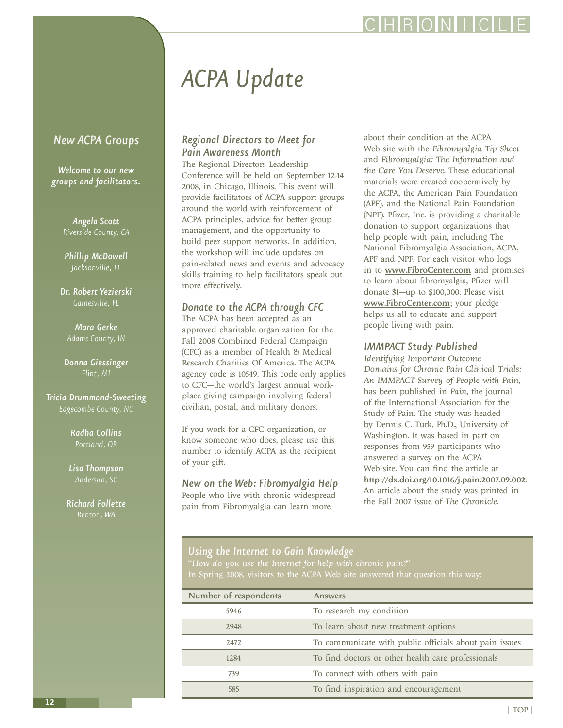# ACPA Update

## New ACPA Groups

*Welcome to our new groups and facilitators.*

***Angela Scott***
*Riverside County, CA*

***Phillip McDowell***
*Jacksonville, FL*

***Dr. Robert Yezierski***
*Gainesville, FL*

***Mara Gerke***
*Adams County, IN*

***Donna Giessinger***
*Flint, MI*

***Tricia Drummond-Sweeting***
*Edgecombe County, NC*

***Radha Collins***
*Portland, OR*

***Lisa Thompson***
*Anderson, SC*

***Richard Follette***
*Renton, WA*

### *Regional Directors to Meet for Pain Awareness Month*

The Regional Directors Leadership Conference will be held on September 12-14 2008, in Chicago, Illinois. This event will provide facilitators of ACPA support groups around the world with reinforcement of ACPA principles, advice for better group management, and the opportunity to build peer support networks. In addition, the workshop will include updates on pain-related news and events and advocacy skills training to help facilitators speak out more effectively.

### *Donate to the ACPA through CFC*

The ACPA has been accepted as an approved charitable organization for the Fall 2008 Combined Federal Campaign (CFC) as a member of Health & Medical Research Charities Of America. The ACPA agency code is 10549. This code only applies to CFC—the world's largest annual workplace giving campaign involving federal civilian, postal, and military donors.

If you work for a CFC organization, or know someone who does, please use this number to identify ACPA as the recipient of your gift.

### *New on the Web: Fibromyalgia Help*

People who live with chronic widespread pain from Fibromyalgia can learn more about their condition at the ACPA Web site with the *Fibromyalgia Tip Sheet* and *Fibromyalgia: The Information and the Care You Deserve*. These educational materials were created cooperatively by the ACPA, the American Pain Foundation (APF), and the National Pain Foundation (NPF). Pfizer, Inc. is providing a charitable donation to support organizations that help people with pain, including The National Fibromyalgia Association, ACPA, APF and NPF. For each visitor who logs in to **www.FibroCenter.com** and promises to learn about fibromyalgia, Pfizer will donate $1—up to $100,000. Please visit **www.FibroCenter.com**; your pledge helps us all to educate and support people living with pain.

### *IMMPACT Study Published*

*Identifying Important Outcome Domains for Chronic Pain Clinical Trials: An IMMPACT Survey of People with Pain*, has been published in *Pain*, the journal of the International Association for the Study of Pain. The study was headed by Dennis C. Turk, Ph.D., University of Washington. It was based in part on responses from 959 participants who answered a survey on the ACPA Web site. You can find the article at **http://dx.doi.org/10.1016/j.pain.2007.09.002**. An article about the study was printed in the Fall 2007 issue of *The Chronicle*.

### *Using the Internet to Gain Knowledge*

*"How do you use the Internet for help with chronic pain?"*
In Spring 2008, visitors to the ACPA Web site answered that question this way:

| Number of respondents | Answers |
|---|---|
| 5946 | To research my condition |
| 2948 | To learn about new treatment options |
| 2472 | To communicate with public officials about pain issues |
| 1284 | To find doctors or other health care professionals |
| 739 | To connect with others with pain |
| 585 | To find inspiration and encouragement |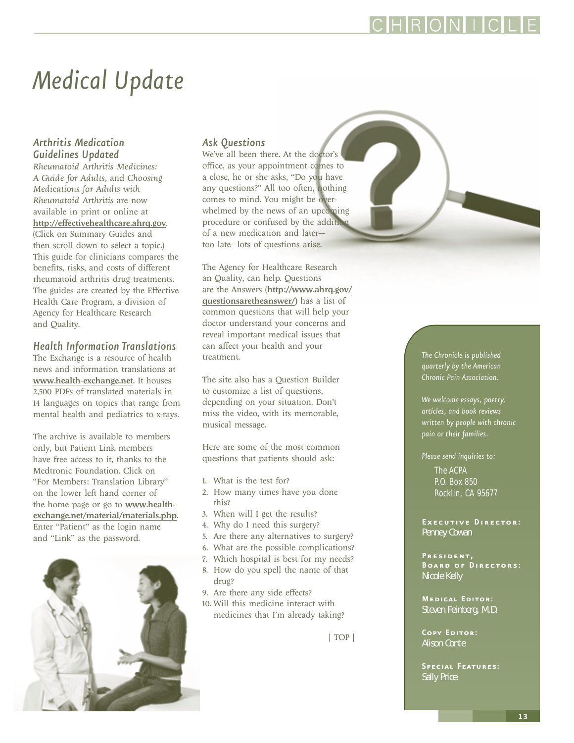# Medical Update

### Arthritis Medication Guidelines Updated

*Rheumatoid Arthritis Medicines: A Guide for Adults*, and *Choosing Medications for Adults with Rheumatoid Arthritis* are now available in print or online at **http://effectivehealthcare.ahrq.gov**. (Click on Summary Guides and then scroll down to select a topic.) This guide for clinicians compares the benefits, risks, and costs of different rheumatoid arthritis drug treatments. The guides are created by the Effective Health Care Program, a division of Agency for Healthcare Research and Quality.

### Health Information Translations

The Exchange is a resource of health news and information translations at **www.health-exchange.net**. It houses 2,500 PDFs of translated materials in 14 languages on topics that range from mental health and pediatrics to x-rays.

The archive is available to members only, but Patient Link members have free access to it, thanks to the Medtronic Foundation. Click on "For Members: Translation Library" on the lower left hand corner of the home page or go to **www.health-exchange.net/material/materials.php**. Enter "Patient" as the login name and "Link" as the password.

### Ask Questions

We've all been there. At the doctor's office, as your appointment comes to a close, he or she asks, "Do you have any questions?" All too often, nothing comes to mind. You might be overwhelmed by the news of an upcoming procedure or confused by the addition of a new medication and later—too late—lots of questions arise.

The Agency for Healthcare Research an Quality, can help. Questions are the Answers (**http://www.ahrq.gov/questionsaretheanswer/)** has a list of common questions that will help your doctor understand your concerns and reveal important medical issues that can affect your health and your treatment.

The site also has a Question Builder to customize a list of questions, depending on your situation. Don't miss the video, with its memorable, musical message.

Here are some of the most common questions that patients should ask:

1. What is the test for?
2. How many times have you done this?
3. When will I get the results?
4. Why do I need this surgery?
5. Are there any alternatives to surgery?
6. What are the possible complications?
7. Which hospital is best for my needs?
8. How do you spell the name of that drug?
9. Are there any side effects?
10. Will this medicine interact with medicines that I'm already taking?

| TOP |

*The Chronicle is published quarterly by the American Chronic Pain Association.*

*We welcome essays, poetry, articles, and book reviews written by people with chronic pain or their families.*

*Please send inquiries to:*

The ACPA
P.O. Box 850
Rocklin, CA 95677

**Executive Director:**
Penney Cowan

**President, Board of Directors:**
Nicole Kelly

**Medical Editor:**
Steven Feinberg, M.D.

**Copy Editor:**
Alison Conte

**Special Features:**
Sally Price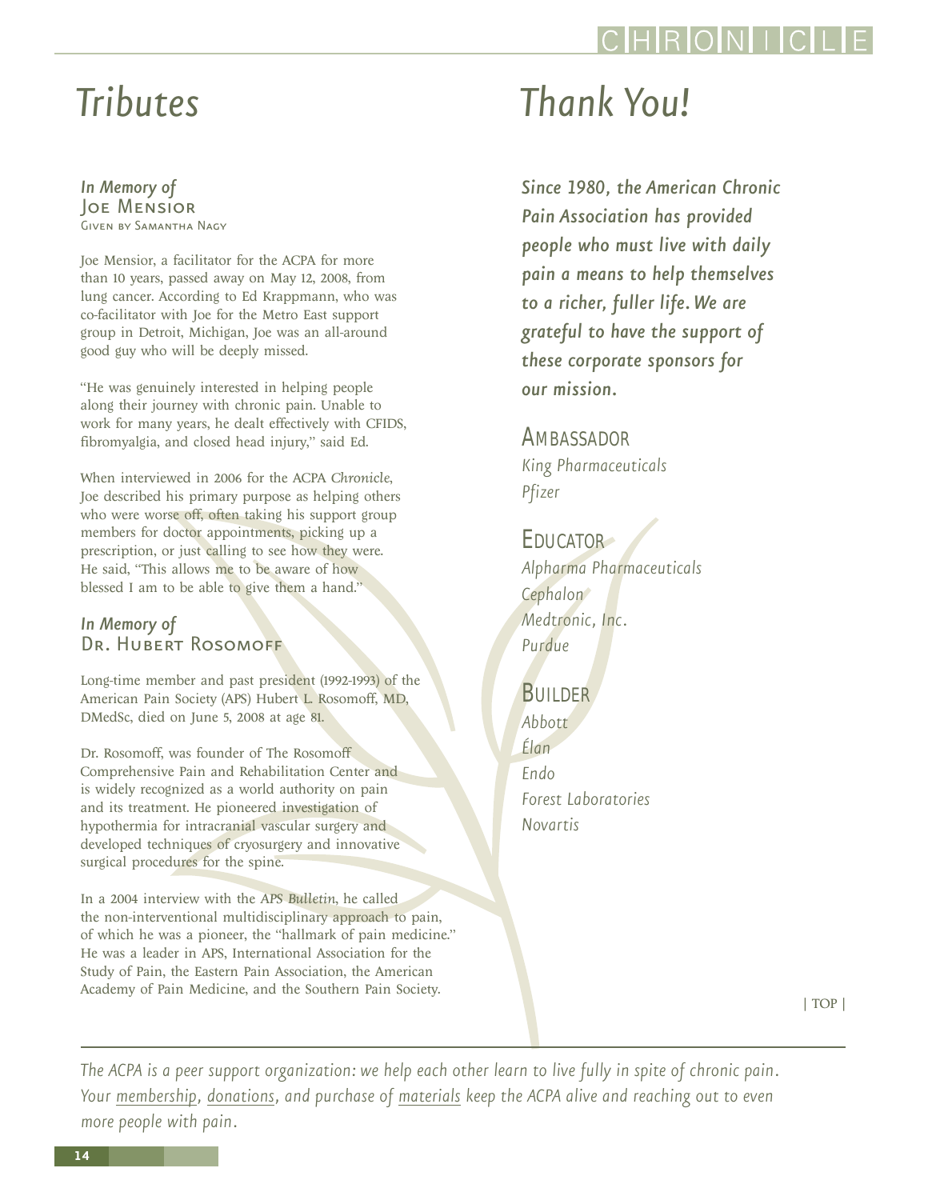# Tributes

### *In Memory of*
### Joe Mensior
Given by Samantha Nagy

Joe Mensior, a facilitator for the ACPA for more than 10 years, passed away on May 12, 2008, from lung cancer. According to Ed Krappmann, who was co-facilitator with Joe for the Metro East support group in Detroit, Michigan, Joe was an all-around good guy who will be deeply missed.

"He was genuinely interested in helping people along their journey with chronic pain. Unable to work for many years, he dealt effectively with CFIDS, fibromyalgia, and closed head injury," said Ed.

When interviewed in 2006 for the ACPA *Chronicle*, Joe described his primary purpose as helping others who were worse off, often taking his support group members for doctor appointments, picking up a prescription, or just calling to see how they were. He said, "This allows me to be aware of how blessed I am to be able to give them a hand."

### *In Memory of*
### Dr. Hubert Rosomoff

Long-time member and past president (1992-1993) of the American Pain Society (APS) Hubert L. Rosomoff, MD, DMedSc, died on June 5, 2008 at age 81.

Dr. Rosomoff, was founder of The Rosomoff Comprehensive Pain and Rehabilitation Center and is widely recognized as a world authority on pain and its treatment. He pioneered investigation of hypothermia for intracranial vascular surgery and developed techniques of cryosurgery and innovative surgical procedures for the spine.

In a 2004 interview with the *APS Bulletin*, he called the non-interventional multidisciplinary approach to pain, of which he was a pioneer, the "hallmark of pain medicine." He was a leader in APS, International Association for the Study of Pain, the Eastern Pain Association, the American Academy of Pain Medicine, and the Southern Pain Society.

# Thank You!

***Since 1980, the American Chronic Pain Association has provided people who must live with daily pain a means to help themselves to a richer, fuller life. We are grateful to have the support of these corporate sponsors for our mission.***

### Ambassador
*King Pharmaceuticals*
*Pfizer*

### Educator
*Alpharma Pharmaceuticals*
*Cephalon*
*Medtronic, Inc.*
*Purdue*

### Builder
*Abbott*
*Élan*
*Endo*
*Forest Laboratories*
*Novartis*

| TOP |

*The ACPA is a peer support organization: we help each other learn to live fully in spite of chronic pain. Your membership, donations, and purchase of materials keep the ACPA alive and reaching out to even more people with pain.*